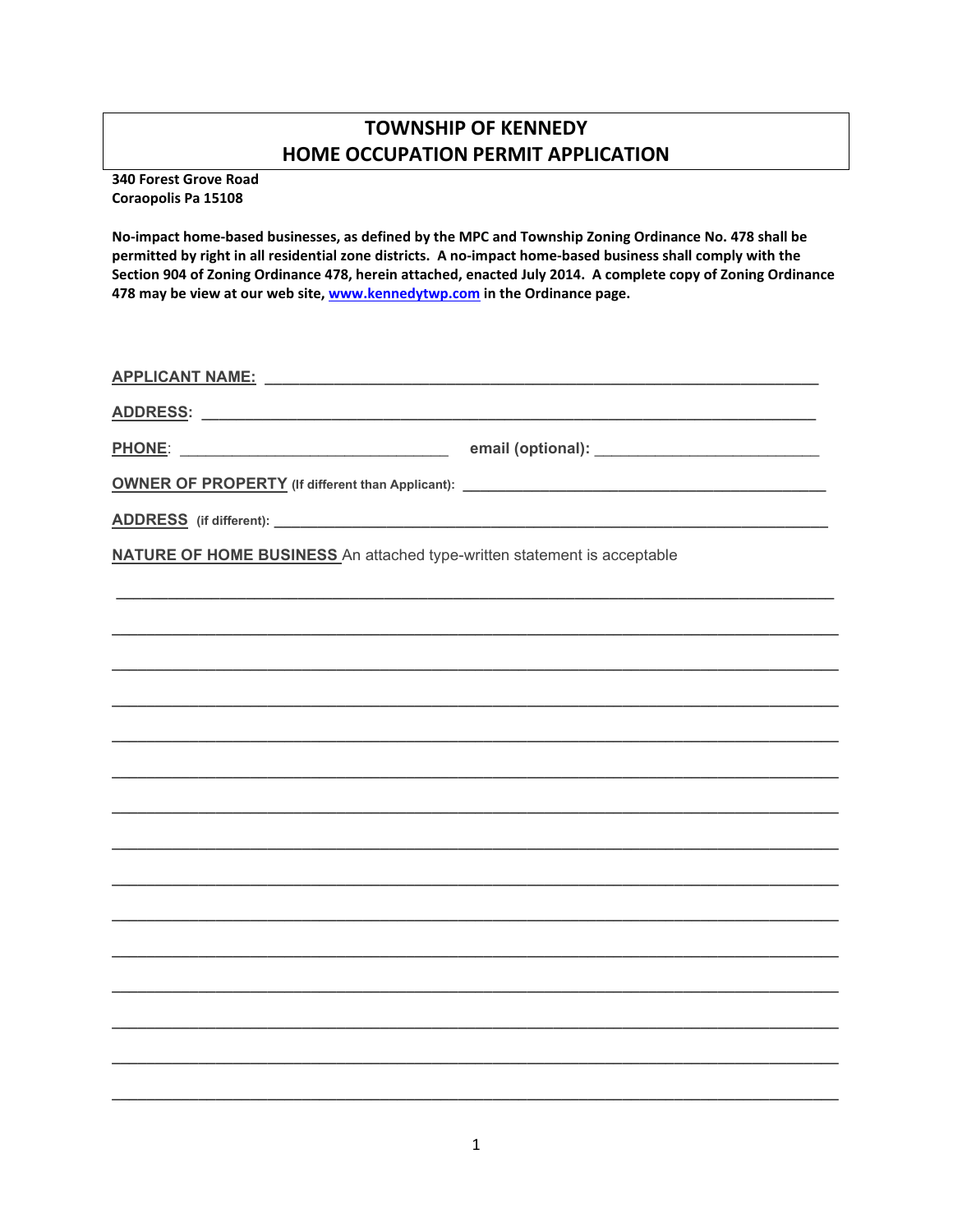# TOWNSHIP OF KENNEDY
# HOME OCCUPATION PERMIT APPLICATION

**340 Forest Grove Road**
**Coraopolis Pa 15108**

**No-impact home-based businesses, as defined by the MPC and Township Zoning Ordinance No. 478 shall be permitted by right in all residential zone districts. A no-impact home-based business shall comply with the Section 904 of Zoning Ordinance 478, herein attached, enacted July 2014. A complete copy of Zoning Ordinance 478 may be view at our web site, [www.kennedytwp.com](http://www.kennedytwp.com) in the Ordinance page.**

**APPLICANT NAME:** ______________________________________________________________

**ADDRESS:** ______________________________________________________________

**PHONE:** ______________________________ **email (optional):** ________________________

**OWNER OF PROPERTY (If different than Applicant):** ________________________________________

**ADDRESS (if different):** ______________________________________________________________

**NATURE OF HOME BUSINESS** An attached type-written statement is acceptable

______________________________________________________________________________

______________________________________________________________________________

______________________________________________________________________________

______________________________________________________________________________

______________________________________________________________________________

______________________________________________________________________________

______________________________________________________________________________

______________________________________________________________________________

______________________________________________________________________________

______________________________________________________________________________

______________________________________________________________________________

______________________________________________________________________________

______________________________________________________________________________

______________________________________________________________________________

______________________________________________________________________________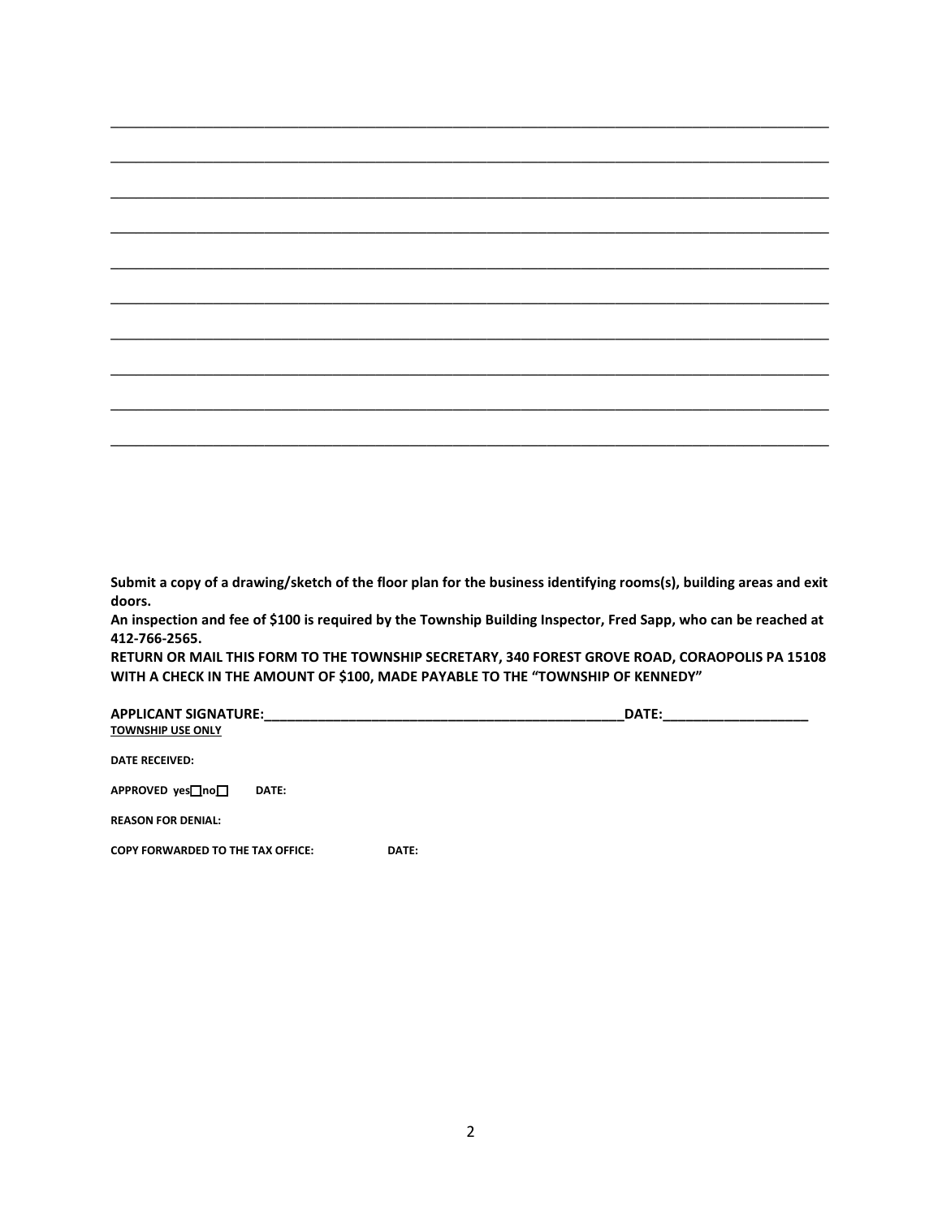\_\_\_\_\_\_\_\_\_\_\_\_\_\_\_\_\_\_\_\_\_\_\_\_\_\_\_\_\_\_\_\_\_\_\_\_\_\_\_\_\_\_\_\_\_\_\_\_\_\_\_\_\_\_\_\_\_\_\_\_\_\_\_\_\_\_\_\_\_\_\_\_\_\_\_\_\_\_

\_\_\_\_\_\_\_\_\_\_\_\_\_\_\_\_\_\_\_\_\_\_\_\_\_\_\_\_\_\_\_\_\_\_\_\_\_\_\_\_\_\_\_\_\_\_\_\_\_\_\_\_\_\_\_\_\_\_\_\_\_\_\_\_\_\_\_\_\_\_\_\_\_\_\_\_\_\_

\_\_\_\_\_\_\_\_\_\_\_\_\_\_\_\_\_\_\_\_\_\_\_\_\_\_\_\_\_\_\_\_\_\_\_\_\_\_\_\_\_\_\_\_\_\_\_\_\_\_\_\_\_\_\_\_\_\_\_\_\_\_\_\_\_\_\_\_\_\_\_\_\_\_\_\_\_\_

\_\_\_\_\_\_\_\_\_\_\_\_\_\_\_\_\_\_\_\_\_\_\_\_\_\_\_\_\_\_\_\_\_\_\_\_\_\_\_\_\_\_\_\_\_\_\_\_\_\_\_\_\_\_\_\_\_\_\_\_\_\_\_\_\_\_\_\_\_\_\_\_\_\_\_\_\_\_

\_\_\_\_\_\_\_\_\_\_\_\_\_\_\_\_\_\_\_\_\_\_\_\_\_\_\_\_\_\_\_\_\_\_\_\_\_\_\_\_\_\_\_\_\_\_\_\_\_\_\_\_\_\_\_\_\_\_\_\_\_\_\_\_\_\_\_\_\_\_\_\_\_\_\_\_\_\_

\_\_\_\_\_\_\_\_\_\_\_\_\_\_\_\_\_\_\_\_\_\_\_\_\_\_\_\_\_\_\_\_\_\_\_\_\_\_\_\_\_\_\_\_\_\_\_\_\_\_\_\_\_\_\_\_\_\_\_\_\_\_\_\_\_\_\_\_\_\_\_\_\_\_\_\_\_\_

\_\_\_\_\_\_\_\_\_\_\_\_\_\_\_\_\_\_\_\_\_\_\_\_\_\_\_\_\_\_\_\_\_\_\_\_\_\_\_\_\_\_\_\_\_\_\_\_\_\_\_\_\_\_\_\_\_\_\_\_\_\_\_\_\_\_\_\_\_\_\_\_\_\_\_\_\_\_

\_\_\_\_\_\_\_\_\_\_\_\_\_\_\_\_\_\_\_\_\_\_\_\_\_\_\_\_\_\_\_\_\_\_\_\_\_\_\_\_\_\_\_\_\_\_\_\_\_\_\_\_\_\_\_\_\_\_\_\_\_\_\_\_\_\_\_\_\_\_\_\_\_\_\_\_\_\_

\_\_\_\_\_\_\_\_\_\_\_\_\_\_\_\_\_\_\_\_\_\_\_\_\_\_\_\_\_\_\_\_\_\_\_\_\_\_\_\_\_\_\_\_\_\_\_\_\_\_\_\_\_\_\_\_\_\_\_\_\_\_\_\_\_\_\_\_\_\_\_\_\_\_\_\_\_\_

\_\_\_\_\_\_\_\_\_\_\_\_\_\_\_\_\_\_\_\_\_\_\_\_\_\_\_\_\_\_\_\_\_\_\_\_\_\_\_\_\_\_\_\_\_\_\_\_\_\_\_\_\_\_\_\_\_\_\_\_\_\_\_\_\_\_\_\_\_\_\_\_\_\_\_\_\_\_

**Submit a copy of a drawing/sketch of the floor plan for the business identifying rooms(s), building areas and exit doors.**

**An inspection and fee of $100 is required by the Township Building Inspector, Fred Sapp, who can be reached at 412-766-2565.**

**RETURN OR MAIL THIS FORM TO THE TOWNSHIP SECRETARY, 340 FOREST GROVE ROAD, CORAOPOLIS PA 15108 WITH A CHECK IN THE AMOUNT OF $100, MADE PAYABLE TO THE "TOWNSHIP OF KENNEDY"**

**APPLICANT SIGNATURE:**\_\_\_\_\_\_\_\_\_\_\_\_\_\_\_\_\_\_\_\_\_\_\_\_\_\_\_\_\_\_\_\_\_\_\_\_\_\_\_\_\_\_\_\_**DATE:**\_\_\_\_\_\_\_\_\_\_\_\_\_\_\_\_\_\_

**TOWNSHIP USE ONLY**

**DATE RECEIVED:**

**APPROVED yes☐ no☐ DATE:**

**REASON FOR DENIAL:**

**COPY FORWARDED TO THE TAX OFFICE: DATE:**